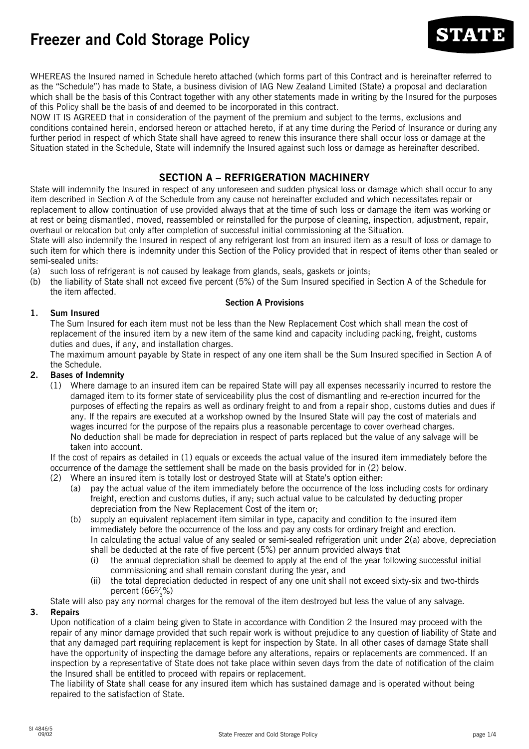# Freezer and Cold Storage Policy

WHEREAS the Insured named in Schedule hereto attached (which forms part of this Contract and is hereinafter referred to as the "Schedule") has made to State, a business division of IAG New Zealand Limited (State) a proposal and declaration which shall be the basis of this Contract together with any other statements made in writing by the Insured for the purposes of this Policy shall be the basis of and deemed to be incorporated in this contract.

NOW IT IS AGREED that in consideration of the payment of the premium and subject to the terms, exclusions and conditions contained herein, endorsed hereon or attached hereto, if at any time during the Period of Insurance or during any further period in respect of which State shall have agreed to renew this insurance there shall occur loss or damage at the Situation stated in the Schedule, State will indemnify the Insured against such loss or damage as hereinafter described.

## SECTION A – REFRIGERATION MACHINERY

State will indemnify the Insured in respect of any unforeseen and sudden physical loss or damage which shall occur to any item described in Section A of the Schedule from any cause not hereinafter excluded and which necessitates repair or replacement to allow continuation of use provided always that at the time of such loss or damage the item was working or at rest or being dismantled, moved, reassembled or reinstalled for the purpose of cleaning, inspection, adjustment, repair, overhaul or relocation but only after completion of successful initial commissioning at the Situation.

State will also indemnify the Insured in respect of any refrigerant lost from an insured item as a result of loss or damage to such item for which there is indemnity under this Section of the Policy provided that in respect of items other than sealed or semi-sealed units:

(a) such loss of refrigerant is not caused by leakage from glands, seals, gaskets or joints;

(b) the liability of State shall not exceed five percent (5%) of the Sum Insured specified in Section A of the Schedule for the item affected.

### Section A Provisions

**1. Sum Insured**

The Sum Insured for each item must not be less than the New Replacement Cost which shall mean the cost of replacement of the insured item by a new item of the same kind and capacity including packing, freight, customs duties and dues, if any, and installation charges.

The maximum amount payable by State in respect of any one item shall be the Sum Insured specified in Section A of the Schedule.

**2. Bases of Indemnity**

(1) Where damage to an insured item can be repaired State will pay all expenses necessarily incurred to restore the damaged item to its former state of serviceability plus the cost of dismantling and re-erection incurred for the purposes of effecting the repairs as well as ordinary freight to and from a repair shop, customs duties and dues if any. If the repairs are executed at a workshop owned by the Insured State will pay the cost of materials and wages incurred for the purpose of the repairs plus a reasonable percentage to cover overhead charges.
No deduction shall be made for depreciation in respect of parts replaced but the value of any salvage will be taken into account.

If the cost of repairs as detailed in (1) equals or exceeds the actual value of the insured item immediately before the occurrence of the damage the settlement shall be made on the basis provided for in (2) below.

(2) Where an insured item is totally lost or destroyed State will at State's option either:

(a) pay the actual value of the item immediately before the occurrence of the loss including costs for ordinary freight, erection and customs duties, if any; such actual value to be calculated by deducting proper depreciation from the New Replacement Cost of the item or;

(b) supply an equivalent replacement item similar in type, capacity and condition to the insured item immediately before the occurrence of the loss and pay any costs for ordinary freight and erection.
In calculating the actual value of any sealed or semi-sealed refrigeration unit under 2(a) above, depreciation shall be deducted at the rate of five percent (5%) per annum provided always that

(i) the annual depreciation shall be deemed to apply at the end of the year following successful initial commissioning and shall remain constant during the year, and

(ii) the total depreciation deducted in respect of any one unit shall not exceed sixty-six and two-thirds percent ($66\frac{2}{3}\%$)

State will also pay any normal charges for the removal of the item destroyed but less the value of any salvage.

**3. Repairs**

Upon notification of a claim being given to State in accordance with Condition 2 the Insured may proceed with the repair of any minor damage provided that such repair work is without prejudice to any question of liability of State and that any damaged part requiring replacement is kept for inspection by State. In all other cases of damage State shall have the opportunity of inspecting the damage before any alterations, repairs or replacements are commenced. If an inspection by a representative of State does not take place within seven days from the date of notification of the claim the Insured shall be entitled to proceed with repairs or replacement.

The liability of State shall cease for any insured item which has sustained damage and is operated without being repaired to the satisfaction of State.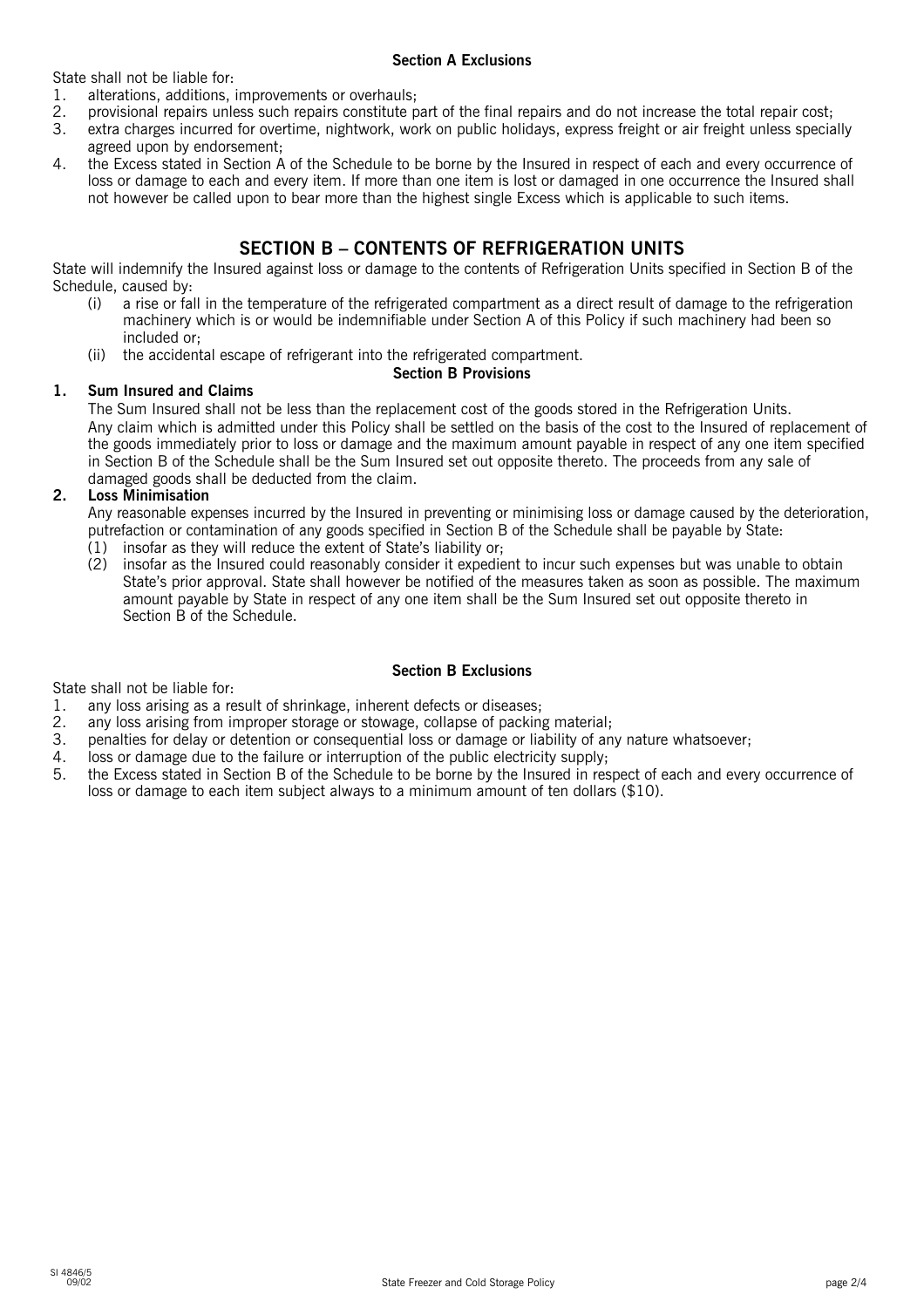### Section A Exclusions

State shall not be liable for:

1. alterations, additions, improvements or overhauls;
2. provisional repairs unless such repairs constitute part of the final repairs and do not increase the total repair cost;
3. extra charges incurred for overtime, nightwork, work on public holidays, express freight or air freight unless specially agreed upon by endorsement;
4. the Excess stated in Section A of the Schedule to be borne by the Insured in respect of each and every occurrence of loss or damage to each and every item. If more than one item is lost or damaged in one occurrence the Insured shall not however be called upon to bear more than the highest single Excess which is applicable to such items.

## SECTION B – CONTENTS OF REFRIGERATION UNITS

State will indemnify the Insured against loss or damage to the contents of Refrigeration Units specified in Section B of the Schedule, caused by:

(i) a rise or fall in the temperature of the refrigerated compartment as a direct result of damage to the refrigeration machinery which is or would be indemnifiable under Section A of this Policy if such machinery had been so included or;

(ii) the accidental escape of refrigerant into the refrigerated compartment.

### Section B Provisions

**1. Sum Insured and Claims**

The Sum Insured shall not be less than the replacement cost of the goods stored in the Refrigeration Units.
Any claim which is admitted under this Policy shall be settled on the basis of the cost to the Insured of replacement of the goods immediately prior to loss or damage and the maximum amount payable in respect of any one item specified in Section B of the Schedule shall be the Sum Insured set out opposite thereto. The proceeds from any sale of damaged goods shall be deducted from the claim.

**2. Loss Minimisation**

Any reasonable expenses incurred by the Insured in preventing or minimising loss or damage caused by the deterioration, putrefaction or contamination of any goods specified in Section B of the Schedule shall be payable by State:

(1) insofar as they will reduce the extent of State's liability or;

(2) insofar as the Insured could reasonably consider it expedient to incur such expenses but was unable to obtain State's prior approval. State shall however be notified of the measures taken as soon as possible. The maximum amount payable by State in respect of any one item shall be the Sum Insured set out opposite thereto in Section B of the Schedule.

### Section B Exclusions

State shall not be liable for:

1. any loss arising as a result of shrinkage, inherent defects or diseases;
2. any loss arising from improper storage or stowage, collapse of packing material;
3. penalties for delay or detention or consequential loss or damage or liability of any nature whatsoever;
4. loss or damage due to the failure or interruption of the public electricity supply;
5. the Excess stated in Section B of the Schedule to be borne by the Insured in respect of each and every occurrence of loss or damage to each item subject always to a minimum amount of ten dollars ($10).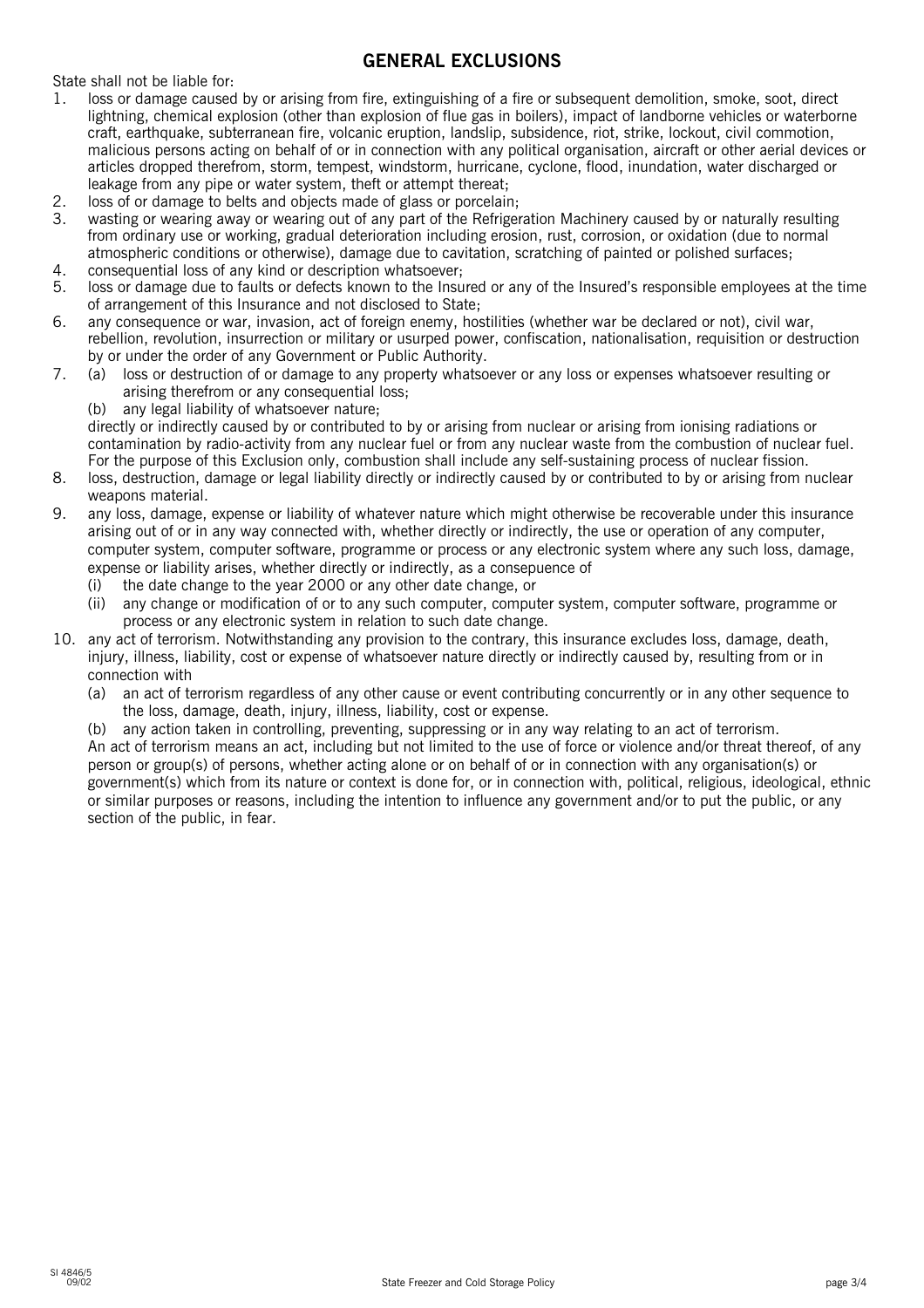## GENERAL EXCLUSIONS

State shall not be liable for:

1. loss or damage caused by or arising from fire, extinguishing of a fire or subsequent demolition, smoke, soot, direct lightning, chemical explosion (other than explosion of flue gas in boilers), impact of landborne vehicles or waterborne craft, earthquake, subterranean fire, volcanic eruption, landslip, subsidence, riot, strike, lockout, civil commotion, malicious persons acting on behalf of or in connection with any political organisation, aircraft or other aerial devices or articles dropped therefrom, storm, tempest, windstorm, hurricane, cyclone, flood, inundation, water discharged or leakage from any pipe or water system, theft or attempt thereat;
2. loss of or damage to belts and objects made of glass or porcelain;
3. wasting or wearing away or wearing out of any part of the Refrigeration Machinery caused by or naturally resulting from ordinary use or working, gradual deterioration including erosion, rust, corrosion, or oxidation (due to normal atmospheric conditions or otherwise), damage due to cavitation, scratching of painted or polished surfaces;
4. consequential loss of any kind or description whatsoever;
5. loss or damage due to faults or defects known to the Insured or any of the Insured's responsible employees at the time of arrangement of this Insurance and not disclosed to State;
6. any consequence or war, invasion, act of foreign enemy, hostilities (whether war be declared or not), civil war, rebellion, revolution, insurrection or military or usurped power, confiscation, nationalisation, requisition or destruction by or under the order of any Government or Public Authority.
7. (a) loss or destruction of or damage to any property whatsoever or any loss or expenses whatsoever resulting or arising therefrom or any consequential loss;
   (b) any legal liability of whatsoever nature;

   directly or indirectly caused by or contributed to by or arising from nuclear or arising from ionising radiations or contamination by radio-activity from any nuclear fuel or from any nuclear waste from the combustion of nuclear fuel. For the purpose of this Exclusion only, combustion shall include any self-sustaining process of nuclear fission.
8. loss, destruction, damage or legal liability directly or indirectly caused by or contributed to by or arising from nuclear weapons material.
9. any loss, damage, expense or liability of whatever nature which might otherwise be recoverable under this insurance arising out of or in any way connected with, whether directly or indirectly, the use or operation of any computer, computer system, computer software, programme or process or any electronic system where any such loss, damage, expense or liability arises, whether directly or indirectly, as a consepuence of
   (i) the date change to the year 2000 or any other date change, or
   (ii) any change or modification of or to any such computer, computer system, computer software, programme or process or any electronic system in relation to such date change.
10. any act of terrorism. Notwithstanding any provision to the contrary, this insurance excludes loss, damage, death, injury, illness, liability, cost or expense of whatsoever nature directly or indirectly caused by, resulting from or in connection with
    (a) an act of terrorism regardless of any other cause or event contributing concurrently or in any other sequence to the loss, damage, death, injury, illness, liability, cost or expense.
    (b) any action taken in controlling, preventing, suppressing or in any way relating to an act of terrorism.

    An act of terrorism means an act, including but not limited to the use of force or violence and/or threat thereof, of any person or group(s) of persons, whether acting alone or on behalf of or in connection with any organisation(s) or government(s) which from its nature or context is done for, or in connection with, political, religious, ideological, ethnic or similar purposes or reasons, including the intention to influence any government and/or to put the public, or any section of the public, in fear.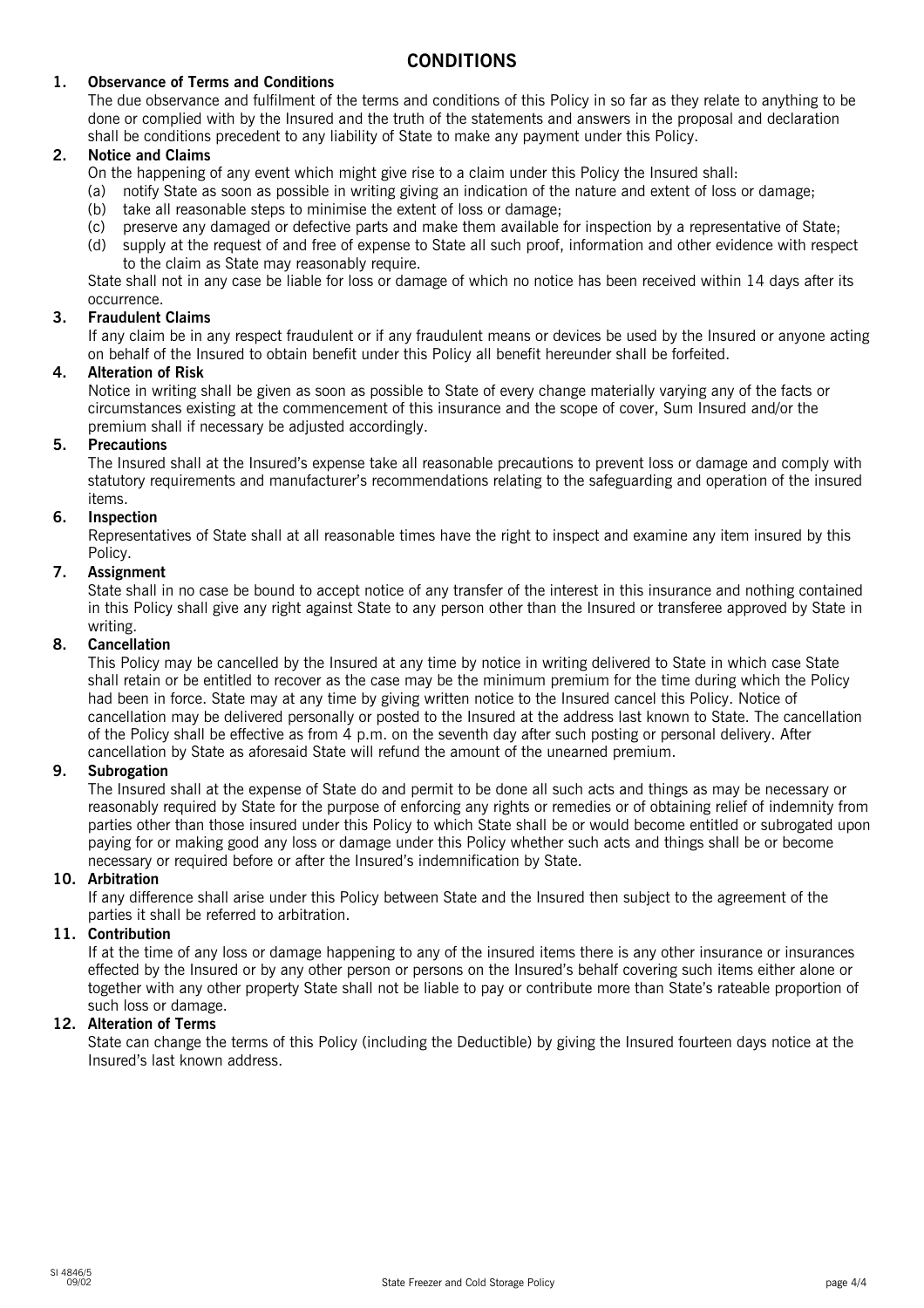# CONDITIONS

## 1. Observance of Terms and Conditions

The due observance and fulfilment of the terms and conditions of this Policy in so far as they relate to anything to be done or complied with by the Insured and the truth of the statements and answers in the proposal and declaration shall be conditions precedent to any liability of State to make any payment under this Policy.

## 2. Notice and Claims

On the happening of any event which might give rise to a claim under this Policy the Insured shall:

(a) notify State as soon as possible in writing giving an indication of the nature and extent of loss or damage;
(b) take all reasonable steps to minimise the extent of loss or damage;
(c) preserve any damaged or defective parts and make them available for inspection by a representative of State;
(d) supply at the request of and free of expense to State all such proof, information and other evidence with respect to the claim as State may reasonably require.

State shall not in any case be liable for loss or damage of which no notice has been received within 14 days after its occurrence.

## 3. Fraudulent Claims

If any claim be in any respect fraudulent or if any fraudulent means or devices be used by the Insured or anyone acting on behalf of the Insured to obtain benefit under this Policy all benefit hereunder shall be forfeited.

## 4. Alteration of Risk

Notice in writing shall be given as soon as possible to State of every change materially varying any of the facts or circumstances existing at the commencement of this insurance and the scope of cover, Sum Insured and/or the premium shall if necessary be adjusted accordingly.

## 5. Precautions

The Insured shall at the Insured's expense take all reasonable precautions to prevent loss or damage and comply with statutory requirements and manufacturer's recommendations relating to the safeguarding and operation of the insured items.

## 6. Inspection

Representatives of State shall at all reasonable times have the right to inspect and examine any item insured by this Policy.

## 7. Assignment

State shall in no case be bound to accept notice of any transfer of the interest in this insurance and nothing contained in this Policy shall give any right against State to any person other than the Insured or transferee approved by State in writing.

## 8. Cancellation

This Policy may be cancelled by the Insured at any time by notice in writing delivered to State in which case State shall retain or be entitled to recover as the case may be the minimum premium for the time during which the Policy had been in force. State may at any time by giving written notice to the Insured cancel this Policy. Notice of cancellation may be delivered personally or posted to the Insured at the address last known to State. The cancellation of the Policy shall be effective as from 4 p.m. on the seventh day after such posting or personal delivery. After cancellation by State as aforesaid State will refund the amount of the unearned premium.

## 9. Subrogation

The Insured shall at the expense of State do and permit to be done all such acts and things as may be necessary or reasonably required by State for the purpose of enforcing any rights or remedies or of obtaining relief of indemnity from parties other than those insured under this Policy to which State shall be or would become entitled or subrogated upon paying for or making good any loss or damage under this Policy whether such acts and things shall be or become necessary or required before or after the Insured's indemnification by State.

## 10. Arbitration

If any difference shall arise under this Policy between State and the Insured then subject to the agreement of the parties it shall be referred to arbitration.

## 11. Contribution

If at the time of any loss or damage happening to any of the insured items there is any other insurance or insurances effected by the Insured or by any other person or persons on the Insured's behalf covering such items either alone or together with any other property State shall not be liable to pay or contribute more than State's rateable proportion of such loss or damage.

## 12. Alteration of Terms

State can change the terms of this Policy (including the Deductible) by giving the Insured fourteen days notice at the Insured's last known address.

SI 4846/5
09/02